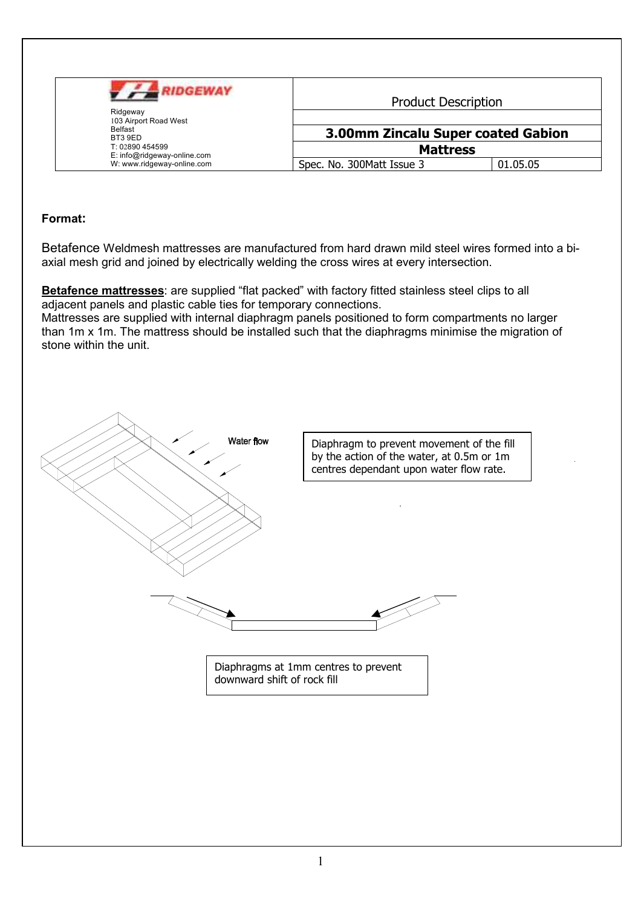| RIDGEWAY<br>Ridgeway<br>103 Airport Road West<br>Belfast<br>BT3 9ED<br>T: 02890 454599<br>E: info@ridgeway-online.com<br>W: www.ridgeway-online.com | Product Description | |
|---|---|---|
| | **3.00mm Zincalu Super coated Gabion Mattress** | |
| | Spec. No. 300Matt Issue 3 | 01.05.05 |

**Format:**

Betafence Weldmesh mattresses are manufactured from hard drawn mild steel wires formed into a bi-axial mesh grid and joined by electrically welding the cross wires at every intersection.

**Betafence mattresses**: are supplied "flat packed" with factory fitted stainless steel clips to all adjacent panels and plastic cable ties for temporary connections.
Mattresses are supplied with internal diaphragm panels positioned to form compartments no larger than 1m x 1m. The mattress should be installed such that the diaphragms minimise the migration of stone within the unit.

Water flow

Diaphragm to prevent movement of the fill by the action of the water, at 0.5m or 1m centres dependant upon water flow rate.

Diaphragms at 1mm centres to prevent downward shift of rock fill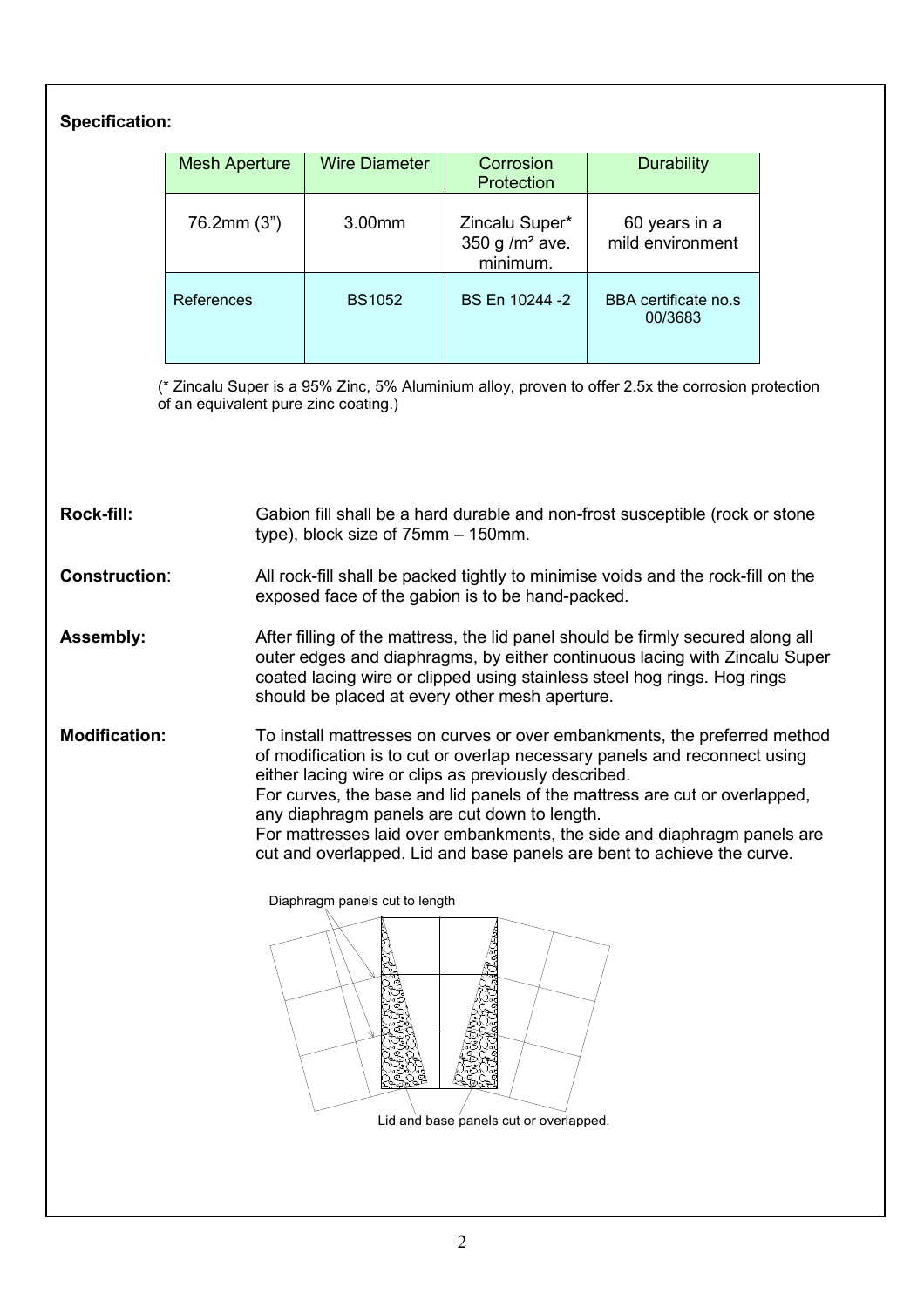**Specification:**

| Mesh Aperture | Wire Diameter | Corrosion Protection | Durability |
|---|---|---|---|
| 76.2mm (3”) | 3.00mm | Zincalu Super* 350 g /m² ave. minimum. | 60 years in a mild environment |
| References | BS1052 | BS En 10244 -2 | BBA certificate no.s 00/3683 |

(* Zincalu Super is a 95% Zinc, 5% Aluminium alloy, proven to offer 2.5x the corrosion protection of an equivalent pure zinc coating.)

**Rock-fill:** Gabion fill shall be a hard durable and non-frost susceptible (rock or stone type), block size of 75mm – 150mm.

**Construction**: All rock-fill shall be packed tightly to minimise voids and the rock-fill on the exposed face of the gabion is to be hand-packed.

**Assembly:** After filling of the mattress, the lid panel should be firmly secured along all outer edges and diaphragms, by either continuous lacing with Zincalu Super coated lacing wire or clipped using stainless steel hog rings. Hog rings should be placed at every other mesh aperture.

**Modification:** To install mattresses on curves or over embankments, the preferred method of modification is to cut or overlap necessary panels and reconnect using either lacing wire or clips as previously described.
For curves, the base and lid panels of the mattress are cut or overlapped, any diaphragm panels are cut down to length.
For mattresses laid over embankments, the side and diaphragm panels are cut and overlapped. Lid and base panels are bent to achieve the curve.

Diaphragm panels cut to length

Lid and base panels cut or overlapped.